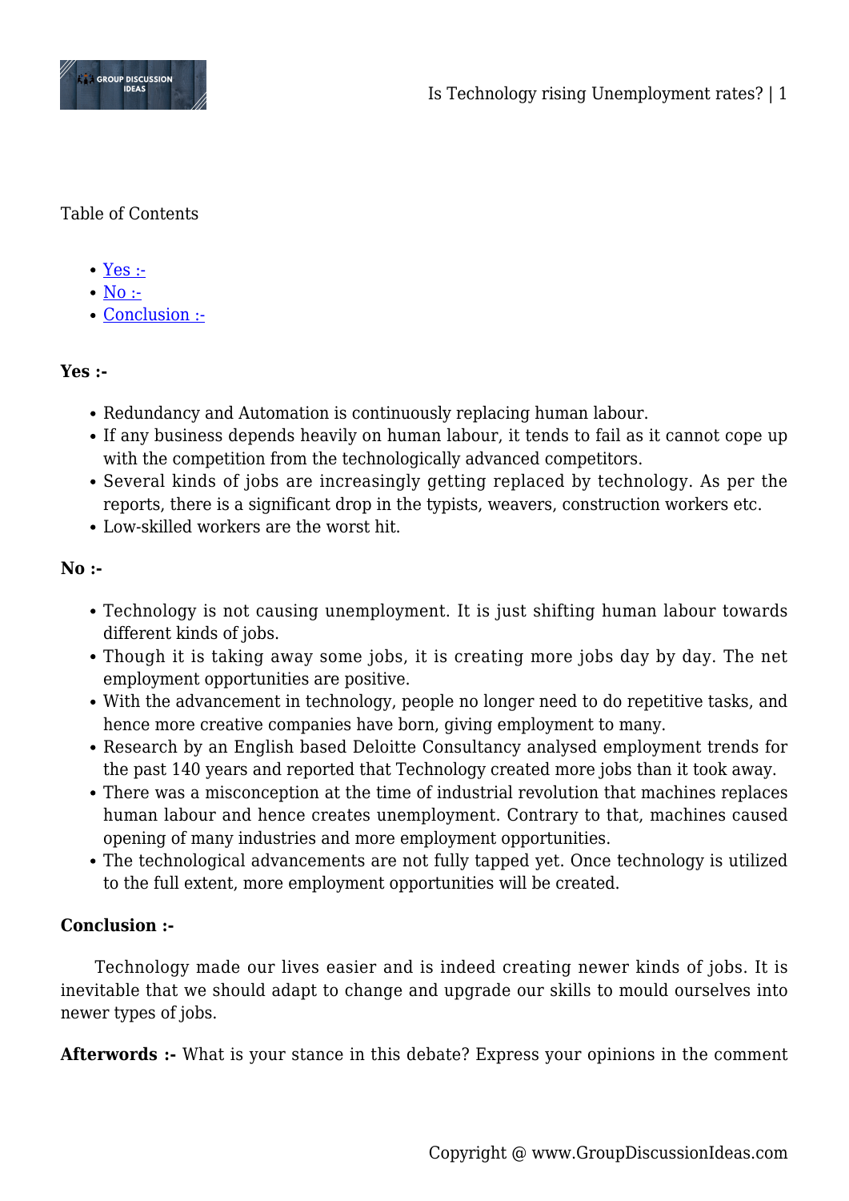Table of Contents

- [Yes :-](#yes)
- [No :-](#no)
- [Conclusion :-](#conclusion)

**Yes :-**

- Redundancy and Automation is continuously replacing human labour.
- If any business depends heavily on human labour, it tends to fail as it cannot cope up with the competition from the technologically advanced competitors.
- Several kinds of jobs are increasingly getting replaced by technology. As per the reports, there is a significant drop in the typists, weavers, construction workers etc.
- Low-skilled workers are the worst hit.

**No :-**

- Technology is not causing unemployment. It is just shifting human labour towards different kinds of jobs.
- Though it is taking away some jobs, it is creating more jobs day by day. The net employment opportunities are positive.
- With the advancement in technology, people no longer need to do repetitive tasks, and hence more creative companies have born, giving employment to many.
- Research by an English based Deloitte Consultancy analysed employment trends for the past 140 years and reported that Technology created more jobs than it took away.
- There was a misconception at the time of industrial revolution that machines replaces human labour and hence creates unemployment. Contrary to that, machines caused opening of many industries and more employment opportunities.
- The technological advancements are not fully tapped yet. Once technology is utilized to the full extent, more employment opportunities will be created.

**Conclusion :-**

Technology made our lives easier and is indeed creating newer kinds of jobs. It is inevitable that we should adapt to change and upgrade our skills to mould ourselves into newer types of jobs.

**Afterwords :-** What is your stance in this debate? Express your opinions in the comment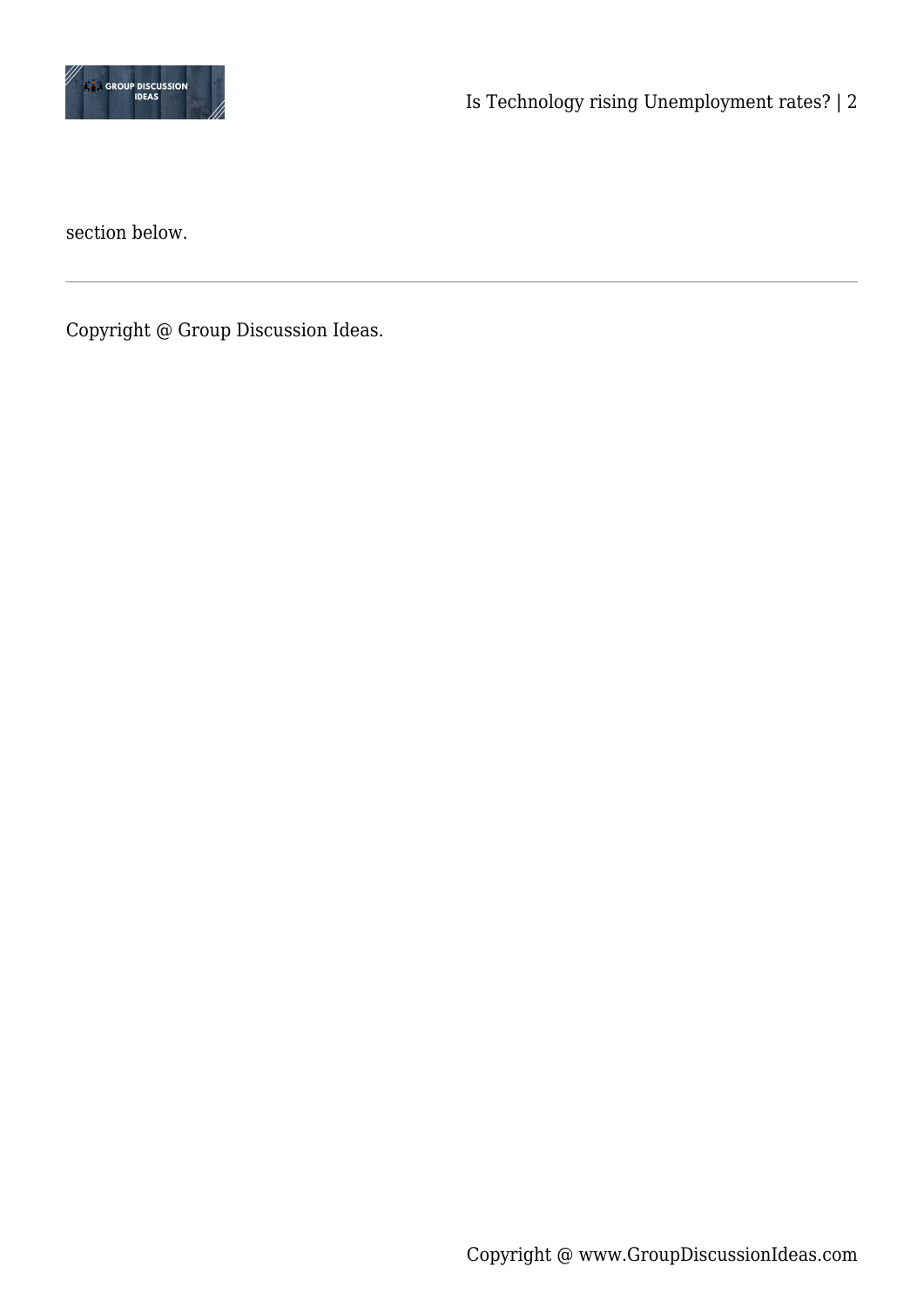section below.

---

Copyright @ Group Discussion Ideas.